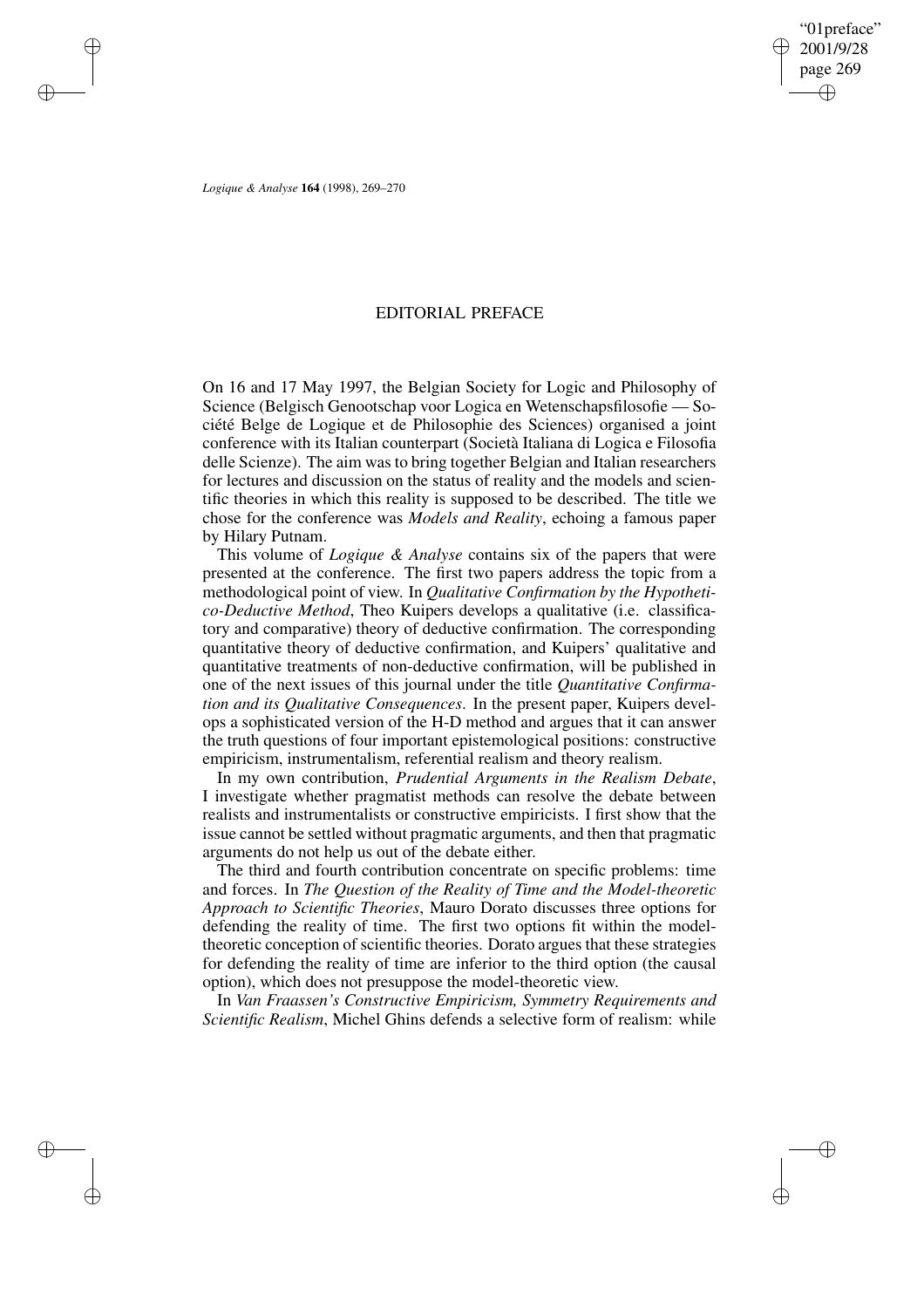# EDITORIAL PREFACE

On 16 and 17 May 1997, the Belgian Society for Logic and Philosophy of Science (Belgisch Genootschap voor Logica en Wetenschapsfilosofie — Société Belge de Logique et de Philosophie des Sciences) organised a joint conference with its Italian counterpart (Società Italiana di Logica e Filosofia delle Scienze). The aim was to bring together Belgian and Italian researchers for lectures and discussion on the status of reality and the models and scientific theories in which this reality is supposed to be described. The title we chose for the conference was *Models and Reality*, echoing a famous paper by Hilary Putnam.

This volume of *Logique & Analyse* contains six of the papers that were presented at the conference. The first two papers address the topic from a methodological point of view. In *Qualitative Confirmation by the Hypothetico-Deductive Method*, Theo Kuipers develops a qualitative (i.e. classificatory and comparative) theory of deductive confirmation. The corresponding quantitative theory of deductive confirmation, and Kuipers' qualitative and quantitative treatments of non-deductive confirmation, will be published in one of the next issues of this journal under the title *Quantitative Confirmation and its Qualitative Consequences*. In the present paper, Kuipers develops a sophisticated version of the H-D method and argues that it can answer the truth questions of four important epistemological positions: constructive empiricism, instrumentalism, referential realism and theory realism.

In my own contribution, *Prudential Arguments in the Realism Debate*, I investigate whether pragmatist methods can resolve the debate between realists and instrumentalists or constructive empiricists. I first show that the issue cannot be settled without pragmatic arguments, and then that pragmatic arguments do not help us out of the debate either.

The third and fourth contribution concentrate on specific problems: time and forces. In *The Question of the Reality of Time and the Model-theoretic Approach to Scientific Theories*, Mauro Dorato discusses three options for defending the reality of time. The first two options fit within the model-theoretic conception of scientific theories. Dorato argues that these strategies for defending the reality of time are inferior to the third option (the causal option), which does not presuppose the model-theoretic view.

In *Van Fraassen's Constructive Empiricism, Symmetry Requirements and Scientific Realism*, Michel Ghins defends a selective form of realism: while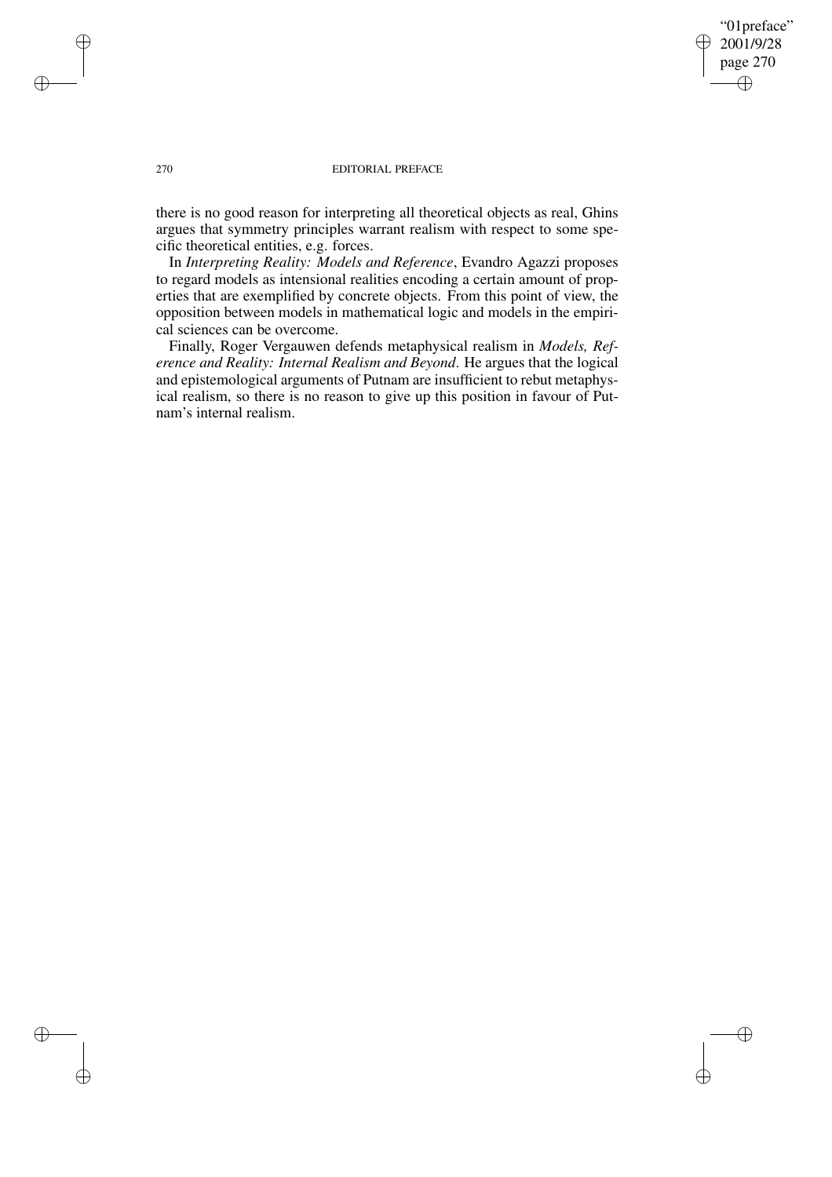there is no good reason for interpreting all theoretical objects as real, Ghins argues that symmetry principles warrant realism with respect to some specific theoretical entities, e.g. forces.

In *Interpreting Reality: Models and Reference*, Evandro Agazzi proposes to regard models as intensional realities encoding a certain amount of properties that are exemplified by concrete objects. From this point of view, the opposition between models in mathematical logic and models in the empirical sciences can be overcome.

Finally, Roger Vergauwen defends metaphysical realism in *Models, Reference and Reality: Internal Realism and Beyond*. He argues that the logical and epistemological arguments of Putnam are insufficient to rebut metaphysical realism, so there is no reason to give up this position in favour of Putnam's internal realism.